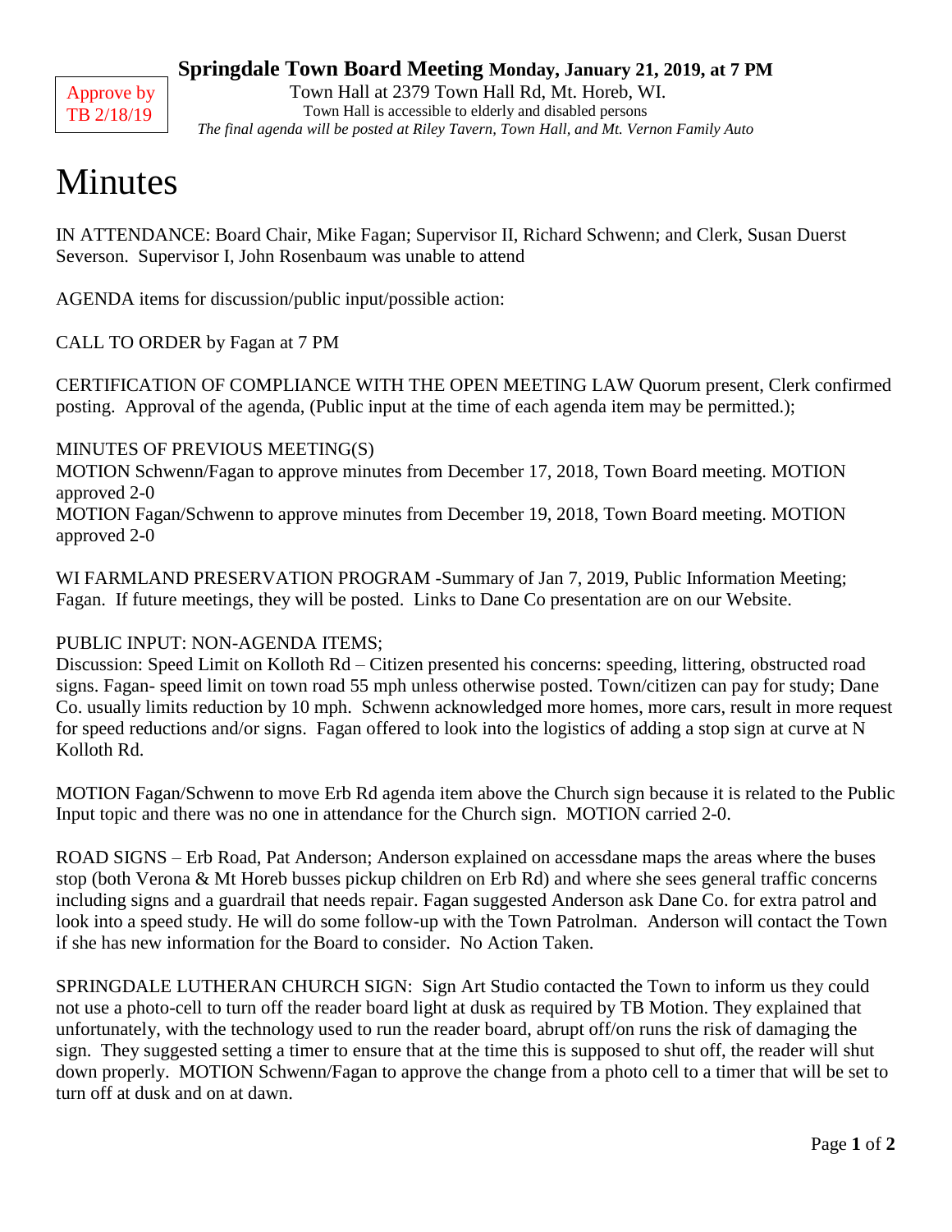Approve by TB 2/18/19

**Springdale Town Board Meeting Monday, January 21, 2019, at 7 PM**

Town Hall at 2379 Town Hall Rd, Mt. Horeb, WI.
Town Hall is accessible to elderly and disabled persons
*The final agenda will be posted at Riley Tavern, Town Hall, and Mt. Vernon Family Auto*

# Minutes

IN ATTENDANCE: Board Chair, Mike Fagan; Supervisor II, Richard Schwenn; and Clerk, Susan Duerst Severson. Supervisor I, John Rosenbaum was unable to attend

AGENDA items for discussion/public input/possible action:

CALL TO ORDER by Fagan at 7 PM

CERTIFICATION OF COMPLIANCE WITH THE OPEN MEETING LAW Quorum present, Clerk confirmed posting. Approval of the agenda, (Public input at the time of each agenda item may be permitted.);

MINUTES OF PREVIOUS MEETING(S)
MOTION Schwenn/Fagan to approve minutes from December 17, 2018, Town Board meeting. MOTION approved 2-0
MOTION Fagan/Schwenn to approve minutes from December 19, 2018, Town Board meeting. MOTION approved 2-0

WI FARMLAND PRESERVATION PROGRAM -Summary of Jan 7, 2019, Public Information Meeting; Fagan. If future meetings, they will be posted. Links to Dane Co presentation are on our Website.

PUBLIC INPUT: NON-AGENDA ITEMS;
Discussion: Speed Limit on Kolloth Rd – Citizen presented his concerns: speeding, littering, obstructed road signs. Fagan- speed limit on town road 55 mph unless otherwise posted. Town/citizen can pay for study; Dane Co. usually limits reduction by 10 mph. Schwenn acknowledged more homes, more cars, result in more request for speed reductions and/or signs. Fagan offered to look into the logistics of adding a stop sign at curve at N Kolloth Rd.

MOTION Fagan/Schwenn to move Erb Rd agenda item above the Church sign because it is related to the Public Input topic and there was no one in attendance for the Church sign. MOTION carried 2-0.

ROAD SIGNS – Erb Road, Pat Anderson; Anderson explained on accessdane maps the areas where the buses stop (both Verona & Mt Horeb busses pickup children on Erb Rd) and where she sees general traffic concerns including signs and a guardrail that needs repair. Fagan suggested Anderson ask Dane Co. for extra patrol and look into a speed study. He will do some follow-up with the Town Patrolman. Anderson will contact the Town if she has new information for the Board to consider. No Action Taken.

SPRINGDALE LUTHERAN CHURCH SIGN: Sign Art Studio contacted the Town to inform us they could not use a photo-cell to turn off the reader board light at dusk as required by TB Motion. They explained that unfortunately, with the technology used to run the reader board, abrupt off/on runs the risk of damaging the sign. They suggested setting a timer to ensure that at the time this is supposed to shut off, the reader will shut down properly. MOTION Schwenn/Fagan to approve the change from a photo cell to a timer that will be set to turn off at dusk and on at dawn.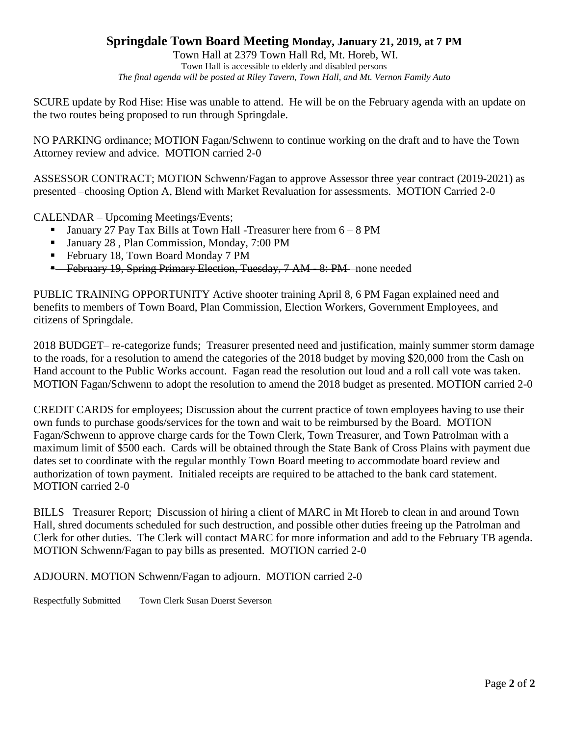# Springdale Town Board Meeting Monday, January 21, 2019, at 7 PM

Town Hall at 2379 Town Hall Rd, Mt. Horeb, WI.
Town Hall is accessible to elderly and disabled persons
*The final agenda will be posted at Riley Tavern, Town Hall, and Mt. Vernon Family Auto*

SCURE update by Rod Hise: Hise was unable to attend. He will be on the February agenda with an update on the two routes being proposed to run through Springdale.

NO PARKING ordinance; MOTION Fagan/Schwenn to continue working on the draft and to have the Town Attorney review and advice. MOTION carried 2-0

ASSESSOR CONTRACT; MOTION Schwenn/Fagan to approve Assessor three year contract (2019-2021) as presented –choosing Option A, Blend with Market Revaluation for assessments. MOTION Carried 2-0

CALENDAR – Upcoming Meetings/Events;

- January 27 Pay Tax Bills at Town Hall -Treasurer here from 6 – 8 PM
- January 28 , Plan Commission, Monday, 7:00 PM
- February 18, Town Board Monday 7 PM
- ~~February 19, Spring Primary Election, Tuesday, 7 AM - 8: PM~~ –none needed

PUBLIC TRAINING OPPORTUNITY Active shooter training April 8, 6 PM Fagan explained need and benefits to members of Town Board, Plan Commission, Election Workers, Government Employees, and citizens of Springdale.

2018 BUDGET– re-categorize funds; Treasurer presented need and justification, mainly summer storm damage to the roads, for a resolution to amend the categories of the 2018 budget by moving $20,000 from the Cash on Hand account to the Public Works account. Fagan read the resolution out loud and a roll call vote was taken. MOTION Fagan/Schwenn to adopt the resolution to amend the 2018 budget as presented. MOTION carried 2-0

CREDIT CARDS for employees; Discussion about the current practice of town employees having to use their own funds to purchase goods/services for the town and wait to be reimbursed by the Board. MOTION Fagan/Schwenn to approve charge cards for the Town Clerk, Town Treasurer, and Town Patrolman with a maximum limit of $500 each. Cards will be obtained through the State Bank of Cross Plains with payment due dates set to coordinate with the regular monthly Town Board meeting to accommodate board review and authorization of town payment. Initialed receipts are required to be attached to the bank card statement. MOTION carried 2-0

BILLS –Treasurer Report; Discussion of hiring a client of MARC in Mt Horeb to clean in and around Town Hall, shred documents scheduled for such destruction, and possible other duties freeing up the Patrolman and Clerk for other duties. The Clerk will contact MARC for more information and add to the February TB agenda. MOTION Schwenn/Fagan to pay bills as presented. MOTION carried 2-0

ADJOURN. MOTION Schwenn/Fagan to adjourn. MOTION carried 2-0

Respectfully Submitted Town Clerk Susan Duerst Severson